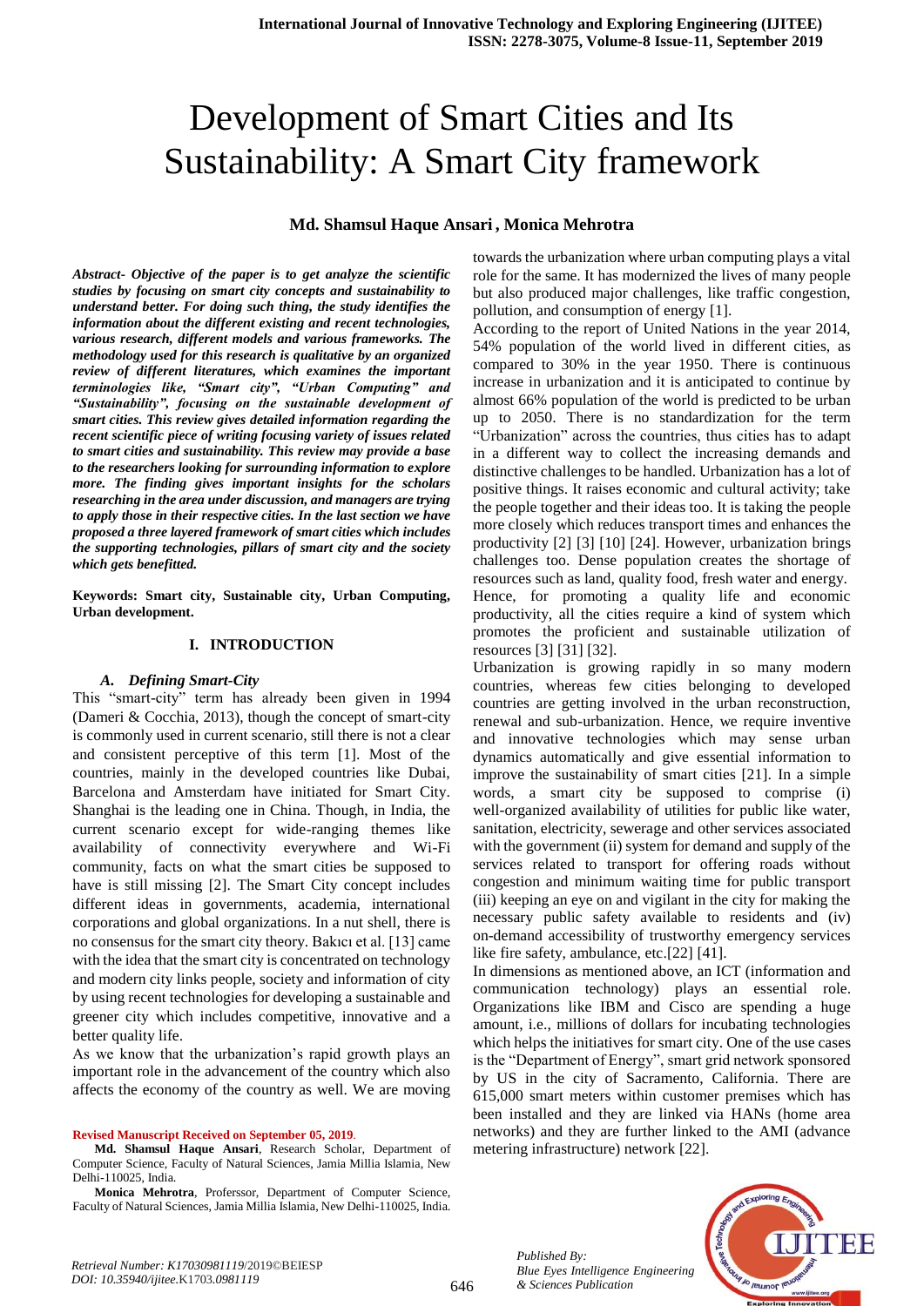# Development of Smart Cities and Its Sustainability: A Smart City framework

**Md. Shamsul Haque Ansari , Monica Mehrotra**

***Abstract- Objective of the paper is to get analyze the scientific studies by focusing on smart city concepts and sustainability to understand better. For doing such thing, the study identifies the information about the different existing and recent technologies, various research, different models and various frameworks. The methodology used for this research is qualitative by an organized review of different literatures, which examines the important terminologies like, "Smart city", "Urban Computing" and "Sustainability", focusing on the sustainable development of smart cities. This review gives detailed information regarding the recent scientific piece of writing focusing variety of issues related to smart cities and sustainability. This review may provide a base to the researchers looking for surrounding information to explore more. The finding gives important insights for the scholars researching in the area under discussion, and managers are trying to apply those in their respective cities. In the last section we have proposed a three layered framework of smart cities which includes the supporting technologies, pillars of smart city and the society which gets benefitted.***

**Keywords: Smart city, Sustainable city, Urban Computing, Urban development.**

## I. INTRODUCTION

### *A. Defining Smart-City*

This "smart-city" term has already been given in 1994 (Dameri & Cocchia, 2013), though the concept of smart-city is commonly used in current scenario, still there is not a clear and consistent perceptive of this term [1]. Most of the countries, mainly in the developed countries like Dubai, Barcelona and Amsterdam have initiated for Smart City. Shanghai is the leading one in China. Though, in India, the current scenario except for wide-ranging themes like availability of connectivity everywhere and Wi-Fi community, facts on what the smart cities be supposed to have is still missing [2]. The Smart City concept includes different ideas in governments, academia, international corporations and global organizations. In a nut shell, there is no consensus for the smart city theory. Bakıcı et al. [13] came with the idea that the smart city is concentrated on technology and modern city links people, society and information of city by using recent technologies for developing a sustainable and greener city which includes competitive, innovative and a better quality life.

As we know that the urbanization's rapid growth plays an important role in the advancement of the country which also affects the economy of the country as well. We are moving towards the urbanization where urban computing plays a vital role for the same. It has modernized the lives of many people but also produced major challenges, like traffic congestion, pollution, and consumption of energy [1].

According to the report of United Nations in the year 2014, 54% population of the world lived in different cities, as compared to 30% in the year 1950. There is continuous increase in urbanization and it is anticipated to continue by almost 66% population of the world is predicted to be urban up to 2050. There is no standardization for the term "Urbanization" across the countries, thus cities has to adapt in a different way to collect the increasing demands and distinctive challenges to be handled. Urbanization has a lot of positive things. It raises economic and cultural activity; take the people together and their ideas too. It is taking the people more closely which reduces transport times and enhances the productivity [2] [3] [10] [24]. However, urbanization brings challenges too. Dense population creates the shortage of resources such as land, quality food, fresh water and energy. Hence, for promoting a quality life and economic productivity, all the cities require a kind of system which promotes the proficient and sustainable utilization of resources [3] [31] [32].

Urbanization is growing rapidly in so many modern countries, whereas few cities belonging to developed countries are getting involved in the urban reconstruction, renewal and sub-urbanization. Hence, we require inventive and innovative technologies which may sense urban dynamics automatically and give essential information to improve the sustainability of smart cities [21]. In a simple words, a smart city be supposed to comprise (i) well-organized availability of utilities for public like water, sanitation, electricity, sewerage and other services associated with the government (ii) system for demand and supply of the services related to transport for offering roads without congestion and minimum waiting time for public transport (iii) keeping an eye on and vigilant in the city for making the necessary public safety available to residents and (iv) on-demand accessibility of trustworthy emergency services like fire safety, ambulance, etc.[22] [41].

In dimensions as mentioned above, an ICT (information and communication technology) plays an essential role. Organizations like IBM and Cisco are spending a huge amount, i.e., millions of dollars for incubating technologies which helps the initiatives for smart city. One of the use cases is the "Department of Energy", smart grid network sponsored by US in the city of Sacramento, California. There are 615,000 smart meters within customer premises which has been installed and they are linked via HANs (home area networks) and they are further linked to the AMI (advance metering infrastructure) network [22].

**Revised Manuscript Received on September 05, 2019.**

**Md. Shamsul Haque Ansari**, Research Scholar, Department of Computer Science, Faculty of Natural Sciences, Jamia Millia Islamia, New Delhi-110025, India.

**Monica Mehrotra**, Proferssor, Department of Computer Science, Faculty of Natural Sciences, Jamia Millia Islamia, New Delhi-110025, India.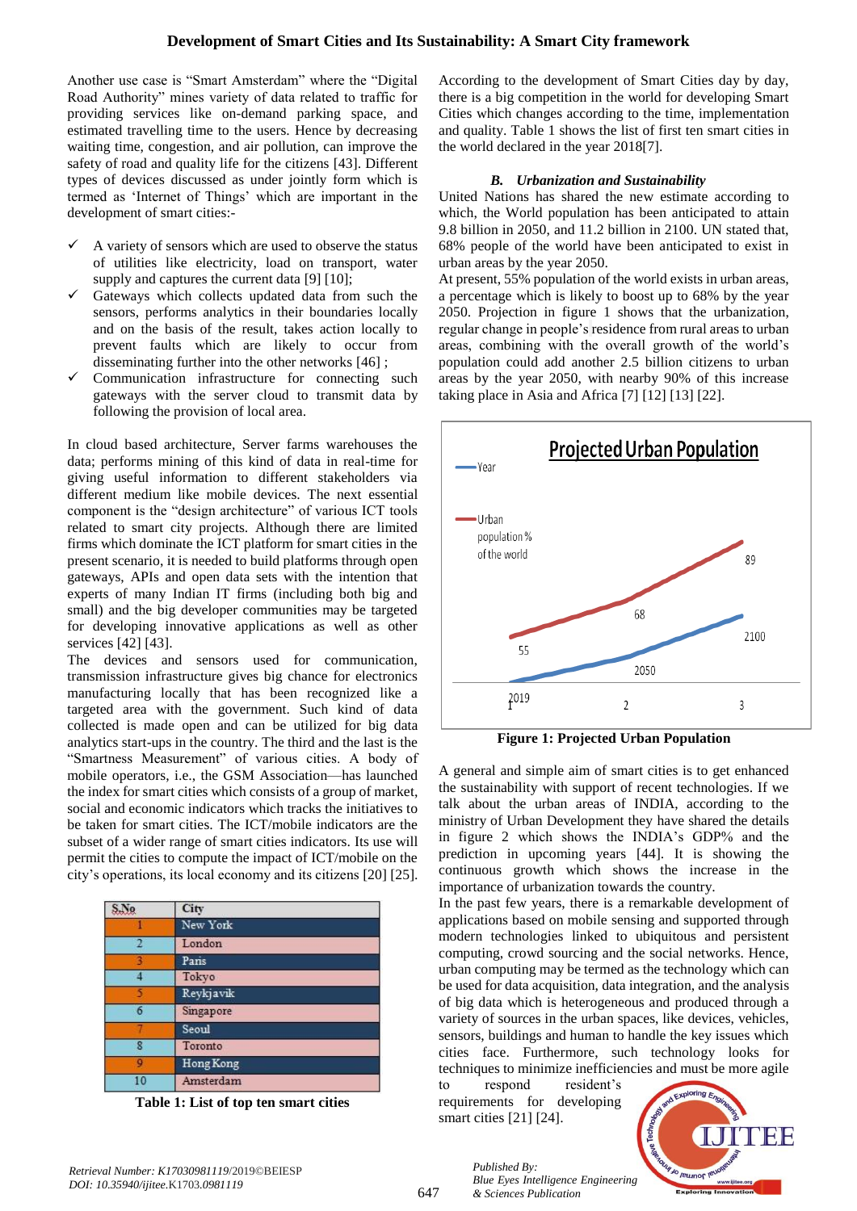Another use case is "Smart Amsterdam" where the "Digital Road Authority" mines variety of data related to traffic for providing services like on-demand parking space, and estimated travelling time to the users. Hence by decreasing waiting time, congestion, and air pollution, can improve the safety of road and quality life for the citizens [43]. Different types of devices discussed as under jointly form which is termed as 'Internet of Things' which are important in the development of smart cities:-

- ✓ A variety of sensors which are used to observe the status of utilities like electricity, load on transport, water supply and captures the current data [9] [10];
- ✓ Gateways which collects updated data from such the sensors, performs analytics in their boundaries locally and on the basis of the result, takes action locally to prevent faults which are likely to occur from disseminating further into the other networks [46] ;
- ✓ Communication infrastructure for connecting such gateways with the server cloud to transmit data by following the provision of local area.

In cloud based architecture, Server farms warehouses the data; performs mining of this kind of data in real-time for giving useful information to different stakeholders via different medium like mobile devices. The next essential component is the "design architecture" of various ICT tools related to smart city projects. Although there are limited firms which dominate the ICT platform for smart cities in the present scenario, it is needed to build platforms through open gateways, APIs and open data sets with the intention that experts of many Indian IT firms (including both big and small) and the big developer communities may be targeted for developing innovative applications as well as other services [42] [43].

The devices and sensors used for communication, transmission infrastructure gives big chance for electronics manufacturing locally that has been recognized like a targeted area with the government. Such kind of data collected is made open and can be utilized for big data analytics start-ups in the country. The third and the last is the "Smartness Measurement" of various cities. A body of mobile operators, i.e., the GSM Association—has launched the index for smart cities which consists of a group of market, social and economic indicators which tracks the initiatives to be taken for smart cities. The ICT/mobile indicators are the subset of a wider range of smart cities indicators. Its use will permit the cities to compute the impact of ICT/mobile on the city's operations, its local economy and its citizens [20] [25].

| S.No | City |
|---|---|
| 1 | New York |
| 2 | London |
| 3 | Paris |
| 4 | Tokyo |
| 5 | Reykjavik |
| 6 | Singapore |
| 7 | Seoul |
| 8 | Toronto |
| 9 | Hong Kong |
| 10 | Amsterdam |

**Table 1: List of top ten smart cities**

According to the development of Smart Cities day by day, there is a big competition in the world for developing Smart Cities which changes according to the time, implementation and quality. Table 1 shows the list of first ten smart cities in the world declared in the year 2018[7].

### *B. Urbanization and Sustainability*

United Nations has shared the new estimate according to which, the World population has been anticipated to attain 9.8 billion in 2050, and 11.2 billion in 2100. UN stated that, 68% people of the world have been anticipated to exist in urban areas by the year 2050.

At present, 55% population of the world exists in urban areas, a percentage which is likely to boost up to 68% by the year 2050. Projection in figure 1 shows that the urbanization, regular change in people's residence from rural areas to urban areas, combining with the overall growth of the world's population could add another 2.5 billion citizens to urban areas by the year 2050, with nearby 90% of this increase taking place in Asia and Africa [7] [12] [13] [22].

Projected Urban Population

Year

Urban population % of the world

55
68
89
2019
2050
2100
1
2
3

**Figure 1: Projected Urban Population**

A general and simple aim of smart cities is to get enhanced the sustainability with support of recent technologies. If we talk about the urban areas of INDIA, according to the ministry of Urban Development they have shared the details in figure 2 which shows the INDIA's GDP% and the prediction in upcoming years [44]. It is showing the continuous growth which shows the increase in the importance of urbanization towards the country.

In the past few years, there is a remarkable development of applications based on mobile sensing and supported through modern technologies linked to ubiquitous and persistent computing, crowd sourcing and the social networks. Hence, urban computing may be termed as the technology which can be used for data acquisition, data integration, and the analysis of big data which is heterogeneous and produced through a variety of sources in the urban spaces, like devices, vehicles, sensors, buildings and human to handle the key issues which cities face. Furthermore, such technology looks for techniques to minimize inefficiencies and must be more agile to respond resident's requirements for developing smart cities [21] [24].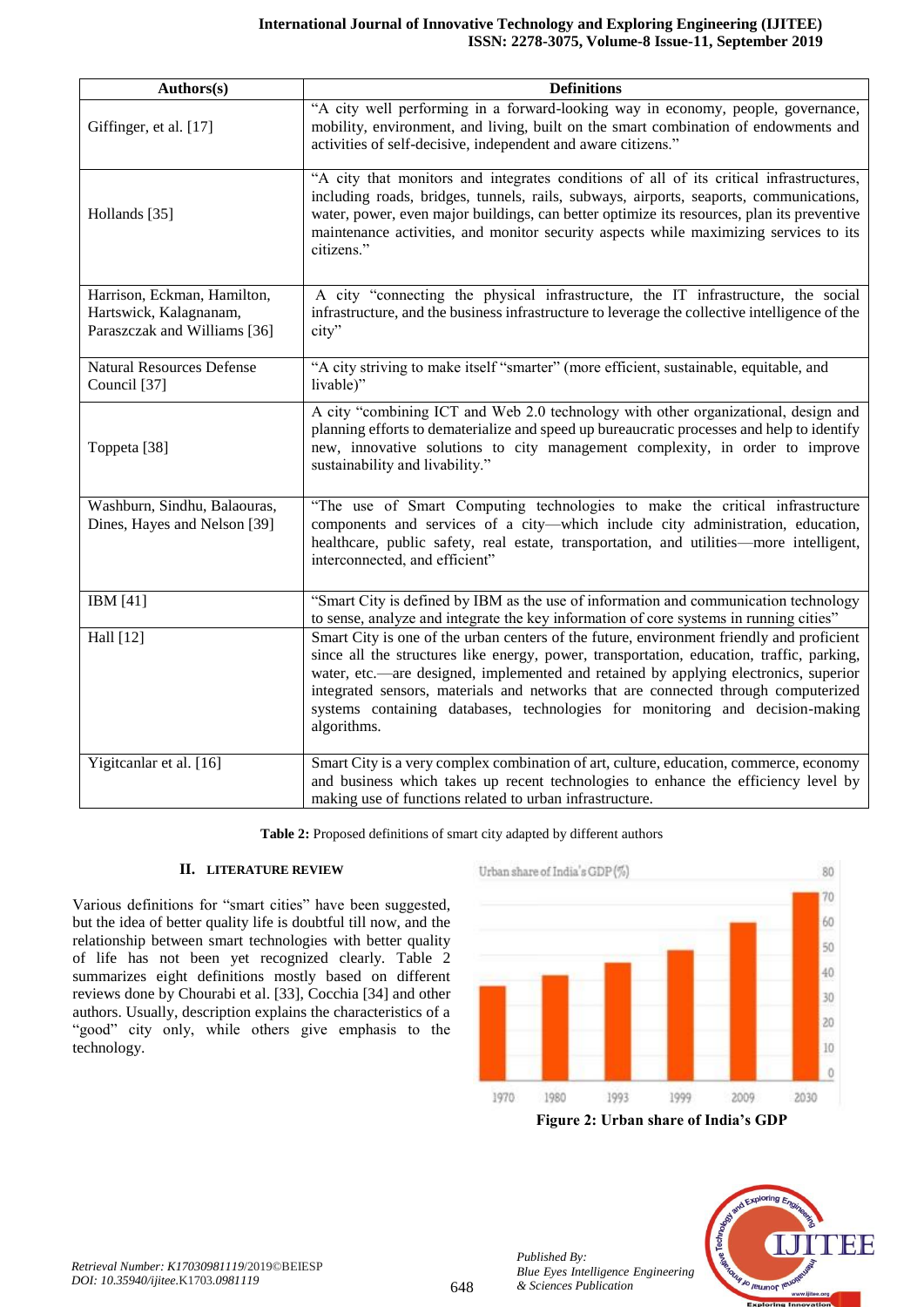| Authors(s) | Definitions |
|---|---|
| Giffinger, et al. [17] | "A city well performing in a forward-looking way in economy, people, governance, mobility, environment, and living, built on the smart combination of endowments and activities of self-decisive, independent and aware citizens." |
| Hollands [35] | "A city that monitors and integrates conditions of all of its critical infrastructures, including roads, bridges, tunnels, rails, subways, airports, seaports, communications, water, power, even major buildings, can better optimize its resources, plan its preventive maintenance activities, and monitor security aspects while maximizing services to its citizens." |
| Harrison, Eckman, Hamilton, Hartswick, Kalagnanam, Paraszczak and Williams [36] | A city "connecting the physical infrastructure, the IT infrastructure, the social infrastructure, and the business infrastructure to leverage the collective intelligence of the city" |
| Natural Resources Defense Council [37] | "A city striving to make itself "smarter" (more efficient, sustainable, equitable, and livable)" |
| Toppeta [38] | A city "combining ICT and Web 2.0 technology with other organizational, design and planning efforts to dematerialize and speed up bureaucratic processes and help to identify new, innovative solutions to city management complexity, in order to improve sustainability and livability." |
| Washburn, Sindhu, Balaouras, Dines, Hayes and Nelson [39] | "The use of Smart Computing technologies to make the critical infrastructure components and services of a city—which include city administration, education, healthcare, public safety, real estate, transportation, and utilities—more intelligent, interconnected, and efficient" |
| IBM [41] | "Smart City is defined by IBM as the use of information and communication technology to sense, analyze and integrate the key information of core systems in running cities" |
| Hall [12] | Smart City is one of the urban centers of the future, environment friendly and proficient since all the structures like energy, power, transportation, education, traffic, parking, water, etc.—are designed, implemented and retained by applying electronics, superior integrated sensors, materials and networks that are connected through computerized systems containing databases, technologies for monitoring and decision-making algorithms. |
| Yigitcanlar et al. [16] | Smart City is a very complex combination of art, culture, education, commerce, economy and business which takes up recent technologies to enhance the efficiency level by making use of functions related to urban infrastructure. |

**Table 2:** Proposed definitions of smart city adapted by different authors

## II. LITERATURE REVIEW

Various definitions for "smart cities" have been suggested, but the idea of better quality life is doubtful till now, and the relationship between smart technologies with better quality of life has not been yet recognized clearly. Table 2 summarizes eight definitions mostly based on different reviews done by Chourabi et al. [33], Cocchia [34] and other authors. Usually, description explains the characteristics of a "good" city only, while others give emphasis to the technology.

Urban share of India's GDP (%)

80
70
60
50
40
30
20
10
0

1970 1980 1993 1999 2009 2030

**Figure 2: Urban share of India's GDP**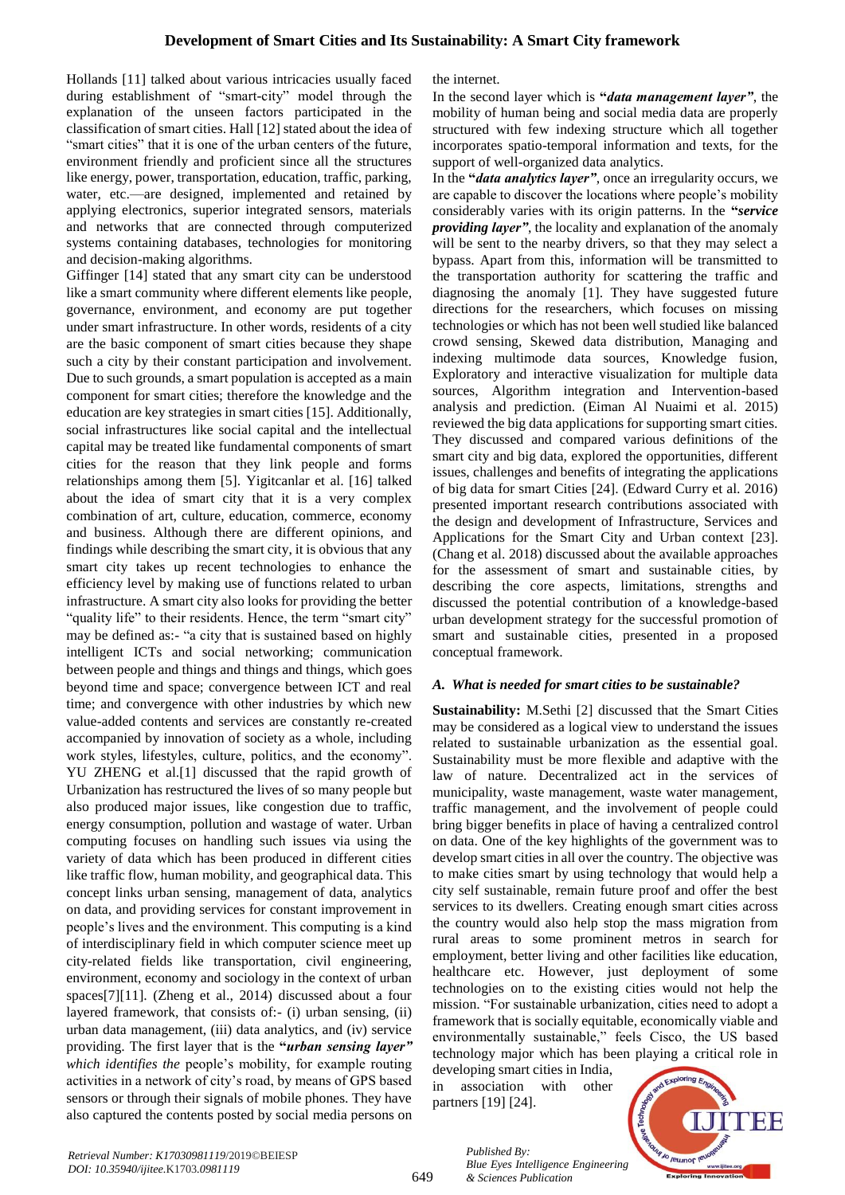Hollands [11] talked about various intricacies usually faced during establishment of "smart-city" model through the explanation of the unseen factors participated in the classification of smart cities. Hall [12] stated about the idea of "smart cities" that it is one of the urban centers of the future, environment friendly and proficient since all the structures like energy, power, transportation, education, traffic, parking, water, etc.—are designed, implemented and retained by applying electronics, superior integrated sensors, materials and networks that are connected through computerized systems containing databases, technologies for monitoring and decision-making algorithms.

Giffinger [14] stated that any smart city can be understood like a smart community where different elements like people, governance, environment, and economy are put together under smart infrastructure. In other words, residents of a city are the basic component of smart cities because they shape such a city by their constant participation and involvement. Due to such grounds, a smart population is accepted as a main component for smart cities; therefore the knowledge and the education are key strategies in smart cities [15]. Additionally, social infrastructures like social capital and the intellectual capital may be treated like fundamental components of smart cities for the reason that they link people and forms relationships among them [5]. Yigitcanlar et al. [16] talked about the idea of smart city that it is a very complex combination of art, culture, education, commerce, economy and business. Although there are different opinions, and findings while describing the smart city, it is obvious that any smart city takes up recent technologies to enhance the efficiency level by making use of functions related to urban infrastructure. A smart city also looks for providing the better "quality life" to their residents. Hence, the term "smart city" may be defined as:- "a city that is sustained based on highly intelligent ICTs and social networking; communication between people and things and things and things, which goes beyond time and space; convergence between ICT and real time; and convergence with other industries by which new value-added contents and services are constantly re-created accompanied by innovation of society as a whole, including work styles, lifestyles, culture, politics, and the economy". YU ZHENG et al.[1] discussed that the rapid growth of Urbanization has restructured the lives of so many people but also produced major issues, like congestion due to traffic, energy consumption, pollution and wastage of water. Urban computing focuses on handling such issues via using the variety of data which has been produced in different cities like traffic flow, human mobility, and geographical data. This concept links urban sensing, management of data, analytics on data, and providing services for constant improvement in people's lives and the environment. This computing is a kind of interdisciplinary field in which computer science meet up city-related fields like transportation, civil engineering, environment, economy and sociology in the context of urban spaces[7][11]. (Zheng et al., 2014) discussed about a four layered framework, that consists of:- (i) urban sensing, (ii) urban data management, (iii) data analytics, and (iv) service providing. The first layer that is the **"*urban sensing layer"*** *which identifies the* people's mobility, for example routing activities in a network of city's road, by means of GPS based sensors or through their signals of mobile phones. They have also captured the contents posted by social media persons on the internet.

In the second layer which is **"*data management layer"***, the mobility of human being and social media data are properly structured with few indexing structure which all together incorporates spatio-temporal information and texts, for the support of well-organized data analytics.

In the **"*data analytics layer"***, once an irregularity occurs, we are capable to discover the locations where people's mobility considerably varies with its origin patterns. In the **"*service providing layer"***, the locality and explanation of the anomaly will be sent to the nearby drivers, so that they may select a bypass. Apart from this, information will be transmitted to the transportation authority for scattering the traffic and diagnosing the anomaly [1]. They have suggested future directions for the researchers, which focuses on missing technologies or which has not been well studied like balanced crowd sensing, Skewed data distribution, Managing and indexing multimode data sources, Knowledge fusion, Exploratory and interactive visualization for multiple data sources, Algorithm integration and Intervention-based analysis and prediction. (Eiman Al Nuaimi et al. 2015) reviewed the big data applications for supporting smart cities. They discussed and compared various definitions of the smart city and big data, explored the opportunities, different issues, challenges and benefits of integrating the applications of big data for smart Cities [24]. (Edward Curry et al. 2016) presented important research contributions associated with the design and development of Infrastructure, Services and Applications for the Smart City and Urban context [23]. (Chang et al. 2018) discussed about the available approaches for the assessment of smart and sustainable cities, by describing the core aspects, limitations, strengths and discussed the potential contribution of a knowledge-based urban development strategy for the successful promotion of smart and sustainable cities, presented in a proposed conceptual framework.

### *A. What is needed for smart cities to be sustainable?*

**Sustainability:** M.Sethi [2] discussed that the Smart Cities may be considered as a logical view to understand the issues related to sustainable urbanization as the essential goal. Sustainability must be more flexible and adaptive with the law of nature. Decentralized act in the services of municipality, waste management, waste water management, traffic management, and the involvement of people could bring bigger benefits in place of having a centralized control on data. One of the key highlights of the government was to develop smart cities in all over the country. The objective was to make cities smart by using technology that would help a city self sustainable, remain future proof and offer the best services to its dwellers. Creating enough smart cities across the country would also help stop the mass migration from rural areas to some prominent metros in search for employment, better living and other facilities like education, healthcare etc. However, just deployment of some technologies on to the existing cities would not help the mission. "For sustainable urbanization, cities need to adopt a framework that is socially equitable, economically viable and environmentally sustainable," feels Cisco, the US based technology major which has been playing a critical role in developing smart cities in India, in association with other partners [19] [24].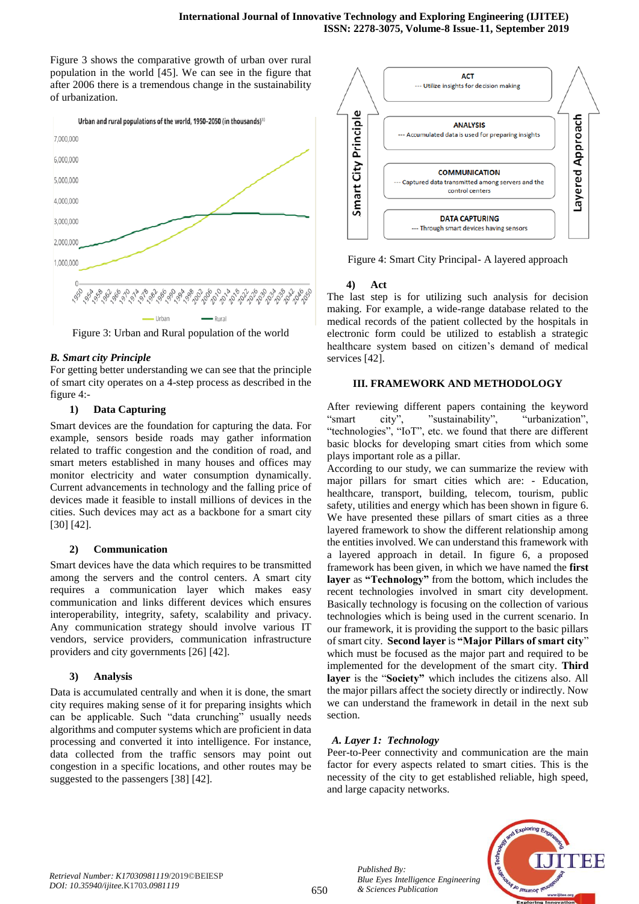Figure 3 shows the comparative growth of urban over rural population in the world [45]. We can see in the figure that after 2006 there is a tremendous change in the sustainability of urbanization.

Urban and rural populations of the world, 1950–2050 (in thousands)[10]

7,000,000
6,000,000
5,000,000
4,000,000
3,000,000
2,000,000
1,000,000
0

1950 1954 1958 1962 1966 1970 1974 1978 1982 1986 1990 1994 1998 2002 2006 2010 2014 2018 2022 2026 2030 2034 2038 2042 2046 2050

Urban
Rural

Figure 3: Urban and Rural population of the world

### *B. Smart city Principle*

For getting better understanding we can see that the principle of smart city operates on a 4-step process as described in the figure 4:-

#### 1) Data Capturing

Smart devices are the foundation for capturing the data. For example, sensors beside roads may gather information related to traffic congestion and the condition of road, and smart meters established in many houses and offices may monitor electricity and water consumption dynamically. Current advancements in technology and the falling price of devices made it feasible to install millions of devices in the cities. Such devices may act as a backbone for a smart city [30] [42].

#### 2) Communication

Smart devices have the data which requires to be transmitted among the servers and the control centers. A smart city requires a communication layer which makes easy communication and links different devices which ensures interoperability, integrity, safety, scalability and privacy. Any communication strategy should involve various IT vendors, service providers, communication infrastructure providers and city governments [26] [42].

#### 3) Analysis

Data is accumulated centrally and when it is done, the smart city requires making sense of it for preparing insights which can be applicable. Such "data crunching" usually needs algorithms and computer systems which are proficient in data processing and converted it into intelligence. For instance, data collected from the traffic sensors may point out congestion in a specific locations, and other routes may be suggested to the passengers [38] [42].

Smart City Principle

ACT
--- Utilize insights for decision making

ANALYSIS
--- Accumulated data is used for preparing insights

COMMUNICATION
--- Captured data transmitted among servers and the control centers

DATA CAPTURING
--- Through smart devices having sensors

Layered Approach

Figure 4: Smart City Principal- A layered approach

#### 4) Act

The last step is for utilizing such analysis for decision making. For example, a wide-range database related to the medical records of the patient collected by the hospitals in electronic form could be utilized to establish a strategic healthcare system based on citizen's demand of medical services [42].

## III. FRAMEWORK AND METHODOLOGY

After reviewing different papers containing the keyword "smart city", "sustainability", "urbanization", "technologies", "IoT", etc. we found that there are different basic blocks for developing smart cities from which some plays important role as a pillar.

According to our study, we can summarize the review with major pillars for smart cities which are: - Education, healthcare, transport, building, telecom, tourism, public safety, utilities and energy which has been shown in figure 6. We have presented these pillars of smart cities as a three layered framework to show the different relationship among the entities involved. We can understand this framework with a layered approach in detail. In figure 6, a proposed framework has been given, in which we have named the **first layer** as **"Technology"** from the bottom, which includes the recent technologies involved in smart city development. Basically technology is focusing on the collection of various technologies which is being used in the current scenario. In our framework, it is providing the support to the basic pillars of smart city. **Second layer** is **"Major Pillars of smart city"** which must be focused as the major part and required to be implemented for the development of the smart city. **Third layer** is the "**Society"** which includes the citizens also. All the major pillars affect the society directly or indirectly. Now we can understand the framework in detail in the next sub section.

### *A. Layer 1: Technology*

Peer-to-Peer connectivity and communication are the main factor for every aspects related to smart cities. This is the necessity of the city to get established reliable, high speed, and large capacity networks.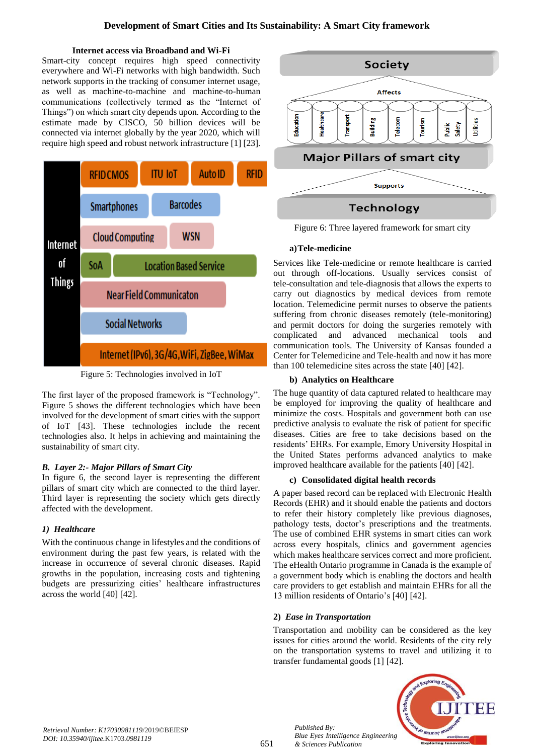#### Internet access via Broadband and Wi-Fi

Smart-city concept requires high speed connectivity everywhere and Wi-Fi networks with high bandwidth. Such network supports in the tracking of consumer internet usage, as well as machine-to-machine and machine-to-human communications (collectively termed as the "Internet of Things") on which smart city depends upon. According to the estimate made by CISCO, 50 billion devices will be connected via internet globally by the year 2020, which will require high speed and robust network infrastructure [1] [23].

Internet of Things

RFID CMOS
ITU IoT
Auto ID
RFID
Smartphones
Barcodes
Cloud Computing
WSN
SoA
Location Based Service
Near Field Communicaton
Social Networks
Internet (IPv6), 3G/4G, WiFi, ZigBee, WiMax

Figure 5: Technologies involved in IoT

The first layer of the proposed framework is "Technology". Figure 5 shows the different technologies which have been involved for the development of smart cities with the support of IoT [43]. These technologies include the recent technologies also. It helps in achieving and maintaining the sustainability of smart city.

### *B. Layer 2:- Major Pillars of Smart City*

In figure 6, the second layer is representing the different pillars of smart city which are connected to the third layer. Third layer is representing the society which gets directly affected with the development.

#### *1) Healthcare*

With the continuous change in lifestyles and the conditions of environment during the past few years, is related with the increase in occurrence of several chronic diseases. Rapid growths in the population, increasing costs and tightening budgets are pressurizing cities' healthcare infrastructures across the world [40] [42].

Society
Affects
Education
Healthcare
Transport
Building
Telecom
Tourism
Public Safety
Utilities
Major Pillars of smart city
Supports
Technology

Figure 6: Three layered framework for smart city

#### a) Tele-medicine

Services like Tele-medicine or remote healthcare is carried out through off-locations. Usually services consist of tele-consultation and tele-diagnosis that allows the experts to carry out diagnostics by medical devices from remote location. Telemedicine permit nurses to observe the patients suffering from chronic diseases remotely (tele-monitoring) and permit doctors for doing the surgeries remotely with complicated and advanced mechanical tools and communication tools. The University of Kansas founded a Center for Telemedicine and Tele-health and now it has more than 100 telemedicine sites across the state [40] [42].

#### b) Analytics on Healthcare

The huge quantity of data captured related to healthcare may be employed for improving the quality of healthcare and minimize the costs. Hospitals and government both can use predictive analysis to evaluate the risk of patient for specific diseases. Cities are free to take decisions based on the residents' EHRs. For example, Emory University Hospital in the United States performs advanced analytics to make improved healthcare available for the patients [40] [42].

#### c) Consolidated digital health records

A paper based record can be replaced with Electronic Health Records (EHR) and it should enable the patients and doctors to refer their history completely like previous diagnoses, pathology tests, doctor's prescriptions and the treatments. The use of combined EHR systems in smart cities can work across every hospitals, clinics and government agencies which makes healthcare services correct and more proficient. The eHealth Ontario programme in Canada is the example of a government body which is enabling the doctors and health care providers to get establish and maintain EHRs for all the 13 million residents of Ontario's [40] [42].

#### 2) *Ease in Transportation*

Transportation and mobility can be considered as the key issues for cities around the world. Residents of the city rely on the transportation systems to travel and utilizing it to transfer fundamental goods [1] [42].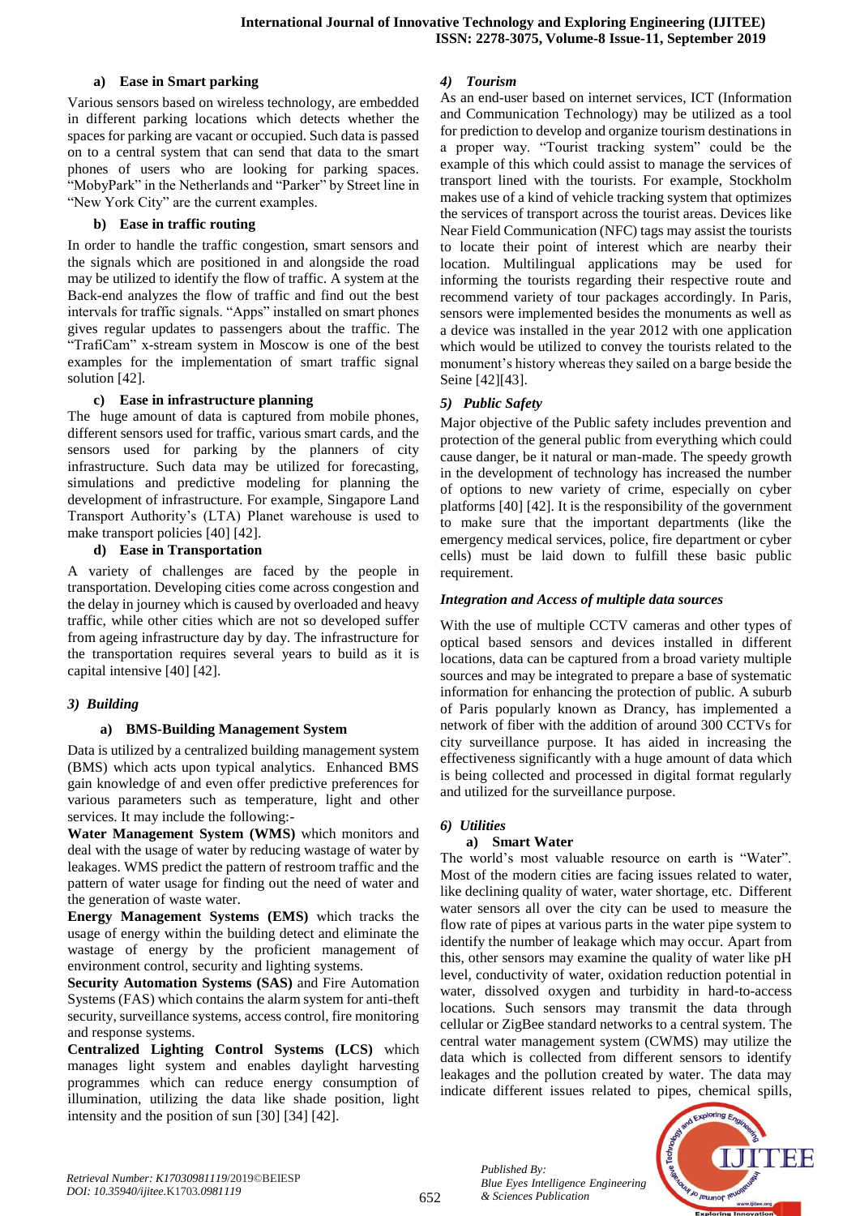#### a) Ease in Smart parking

Various sensors based on wireless technology, are embedded in different parking locations which detects whether the spaces for parking are vacant or occupied. Such data is passed on to a central system that can send that data to the smart phones of users who are looking for parking spaces. "MobyPark" in the Netherlands and "Parker" by Street line in "New York City" are the current examples.

#### b) Ease in traffic routing

In order to handle the traffic congestion, smart sensors and the signals which are positioned in and alongside the road may be utilized to identify the flow of traffic. A system at the Back-end analyzes the flow of traffic and find out the best intervals for traffic signals. "Apps" installed on smart phones gives regular updates to passengers about the traffic. The "TrafiCam" x-stream system in Moscow is one of the best examples for the implementation of smart traffic signal solution [42].

#### c) Ease in infrastructure planning

The huge amount of data is captured from mobile phones, different sensors used for traffic, various smart cards, and the sensors used for parking by the planners of city infrastructure. Such data may be utilized for forecasting, simulations and predictive modeling for planning the development of infrastructure. For example, Singapore Land Transport Authority's (LTA) Planet warehouse is used to make transport policies [40] [42].

#### d) Ease in Transportation

A variety of challenges are faced by the people in transportation. Developing cities come across congestion and the delay in journey which is caused by overloaded and heavy traffic, while other cities which are not so developed suffer from ageing infrastructure day by day. The infrastructure for the transportation requires several years to build as it is capital intensive [40] [42].

### *3) Building*

#### a) BMS-Building Management System

Data is utilized by a centralized building management system (BMS) which acts upon typical analytics. Enhanced BMS gain knowledge of and even offer predictive preferences for various parameters such as temperature, light and other services. It may include the following:-

**Water Management System (WMS)** which monitors and deal with the usage of water by reducing wastage of water by leakages. WMS predict the pattern of restroom traffic and the pattern of water usage for finding out the need of water and the generation of waste water.

**Energy Management Systems (EMS)** which tracks the usage of energy within the building detect and eliminate the wastage of energy by the proficient management of environment control, security and lighting systems.

**Security Automation Systems (SAS)** and Fire Automation Systems (FAS) which contains the alarm system for anti-theft security, surveillance systems, access control, fire monitoring and response systems.

**Centralized Lighting Control Systems (LCS)** which manages light system and enables daylight harvesting programmes which can reduce energy consumption of illumination, utilizing the data like shade position, light intensity and the position of sun [30] [34] [42].

### *4) Tourism*

As an end-user based on internet services, ICT (Information and Communication Technology) may be utilized as a tool for prediction to develop and organize tourism destinations in a proper way. "Tourist tracking system" could be the example of this which could assist to manage the services of transport lined with the tourists. For example, Stockholm makes use of a kind of vehicle tracking system that optimizes the services of transport across the tourist areas. Devices like Near Field Communication (NFC) tags may assist the tourists to locate their point of interest which are nearby their location. Multilingual applications may be used for informing the tourists regarding their respective route and recommend variety of tour packages accordingly. In Paris, sensors were implemented besides the monuments as well as a device was installed in the year 2012 with one application which would be utilized to convey the tourists related to the monument's history whereas they sailed on a barge beside the Seine [42][43].

### *5) Public Safety*

Major objective of the Public safety includes prevention and protection of the general public from everything which could cause danger, be it natural or man-made. The speedy growth in the development of technology has increased the number of options to new variety of crime, especially on cyber platforms [40] [42]. It is the responsibility of the government to make sure that the important departments (like the emergency medical services, police, fire department or cyber cells) must be laid down to fulfill these basic public requirement.

#### *Integration and Access of multiple data sources*

With the use of multiple CCTV cameras and other types of optical based sensors and devices installed in different locations, data can be captured from a broad variety multiple sources and may be integrated to prepare a base of systematic information for enhancing the protection of public. A suburb of Paris popularly known as Drancy, has implemented a network of fiber with the addition of around 300 CCTVs for city surveillance purpose. It has aided in increasing the effectiveness significantly with a huge amount of data which is being collected and processed in digital format regularly and utilized for the surveillance purpose.

### *6) Utilities*

#### a) Smart Water

The world's most valuable resource on earth is "Water". Most of the modern cities are facing issues related to water, like declining quality of water, water shortage, etc. Different water sensors all over the city can be used to measure the flow rate of pipes at various parts in the water pipe system to identify the number of leakage which may occur. Apart from this, other sensors may examine the quality of water like pH level, conductivity of water, oxidation reduction potential in water, dissolved oxygen and turbidity in hard-to-access locations. Such sensors may transmit the data through cellular or ZigBee standard networks to a central system. The central water management system (CWMS) may utilize the data which is collected from different sensors to identify leakages and the pollution created by water. The data may indicate different issues related to pipes, chemical spills,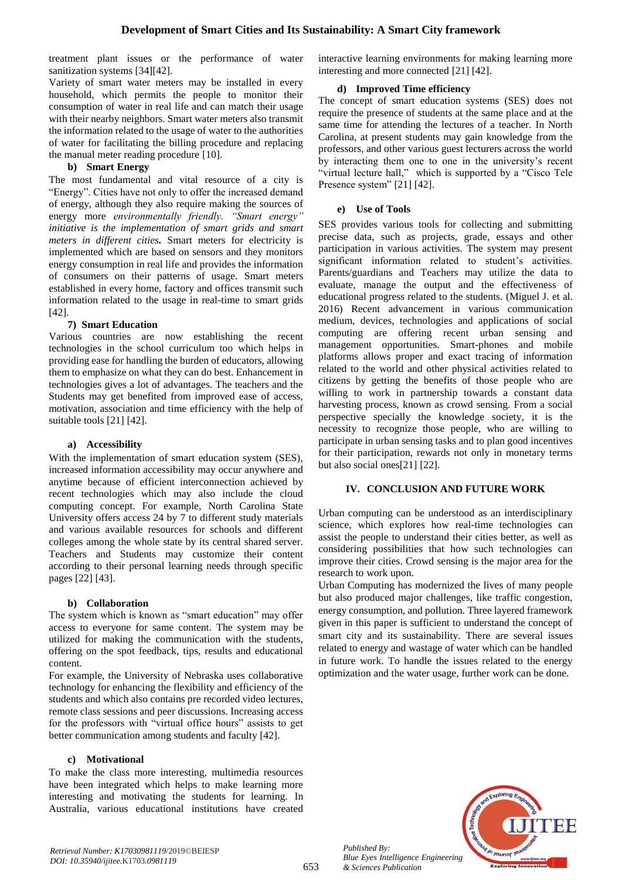treatment plant issues or the performance of water sanitization systems [34][42].

Variety of smart water meters may be installed in every household, which permits the people to monitor their consumption of water in real life and can match their usage with their nearby neighbors. Smart water meters also transmit the information related to the usage of water to the authorities of water for facilitating the billing procedure and replacing the manual meter reading procedure [10].

#### b) Smart Energy

The most fundamental and vital resource of a city is "Energy". Cities have not only to offer the increased demand of energy, although they also require making the sources of energy more *environmentally friendly. "Smart energy" initiative is the implementation of smart grids and smart meters in different cities.* Smart meters for electricity is implemented which are based on sensors and they monitors energy consumption in real life and provides the information of consumers on their patterns of usage. Smart meters established in every home, factory and offices transmit such information related to the usage in real-time to smart grids [42].

### 7) Smart Education

Various countries are now establishing the recent technologies in the school curriculum too which helps in providing ease for handling the burden of educators, allowing them to emphasize on what they can do best. Enhancement in technologies gives a lot of advantages. The teachers and the Students may get benefited from improved ease of access, motivation, association and time efficiency with the help of suitable tools [21] [42].

#### a) Accessibility

With the implementation of smart education system (SES), increased information accessibility may occur anywhere and anytime because of efficient interconnection achieved by recent technologies which may also include the cloud computing concept. For example, North Carolina State University offers access 24 by 7 to different study materials and various available resources for schools and different colleges among the whole state by its central shared server. Teachers and Students may customize their content according to their personal learning needs through specific pages [22] [43].

#### b) Collaboration

The system which is known as "smart education" may offer access to everyone for same content. The system may be utilized for making the communication with the students, offering on the spot feedback, tips, results and educational content.

For example, the University of Nebraska uses collaborative technology for enhancing the flexibility and efficiency of the students and which also contains pre recorded video lectures, remote class sessions and peer discussions. Increasing access for the professors with "virtual office hours" assists to get better communication among students and faculty [42].

#### c) Motivational

To make the class more interesting, multimedia resources have been integrated which helps to make learning more interesting and motivating the students for learning. In Australia, various educational institutions have created interactive learning environments for making learning more interesting and more connected [21] [42].

#### d) Improved Time efficiency

The concept of smart education systems (SES) does not require the presence of students at the same place and at the same time for attending the lectures of a teacher. In North Carolina, at present students may gain knowledge from the professors, and other various guest lecturers across the world by interacting them one to one in the university's recent "virtual lecture hall," which is supported by a "Cisco Tele Presence system" [21] [42].

#### e) Use of Tools

SES provides various tools for collecting and submitting precise data, such as projects, grade, essays and other participation in various activities. The system may present significant information related to student's activities. Parents/guardians and Teachers may utilize the data to evaluate, manage the output and the effectiveness of educational progress related to the students. (Miguel J. et al. 2016) Recent advancement in various communication medium, devices, technologies and applications of social computing are offering recent urban sensing and management opportunities. Smart-phones and mobile platforms allows proper and exact tracing of information related to the world and other physical activities related to citizens by getting the benefits of those people who are willing to work in partnership towards a constant data harvesting process, known as crowd sensing. From a social perspective specially the knowledge society, it is the necessity to recognize those people, who are willing to participate in urban sensing tasks and to plan good incentives for their participation, rewards not only in monetary terms but also social ones[21] [22].

## IV. CONCLUSION AND FUTURE WORK

Urban computing can be understood as an interdisciplinary science, which explores how real-time technologies can assist the people to understand their cities better, as well as considering possibilities that how such technologies can improve their cities. Crowd sensing is the major area for the research to work upon.

Urban Computing has modernized the lives of many people but also produced major challenges, like traffic congestion, energy consumption, and pollution. Three layered framework given in this paper is sufficient to understand the concept of smart city and its sustainability. There are several issues related to energy and wastage of water which can be handled in future work. To handle the issues related to the energy optimization and the water usage, further work can be done.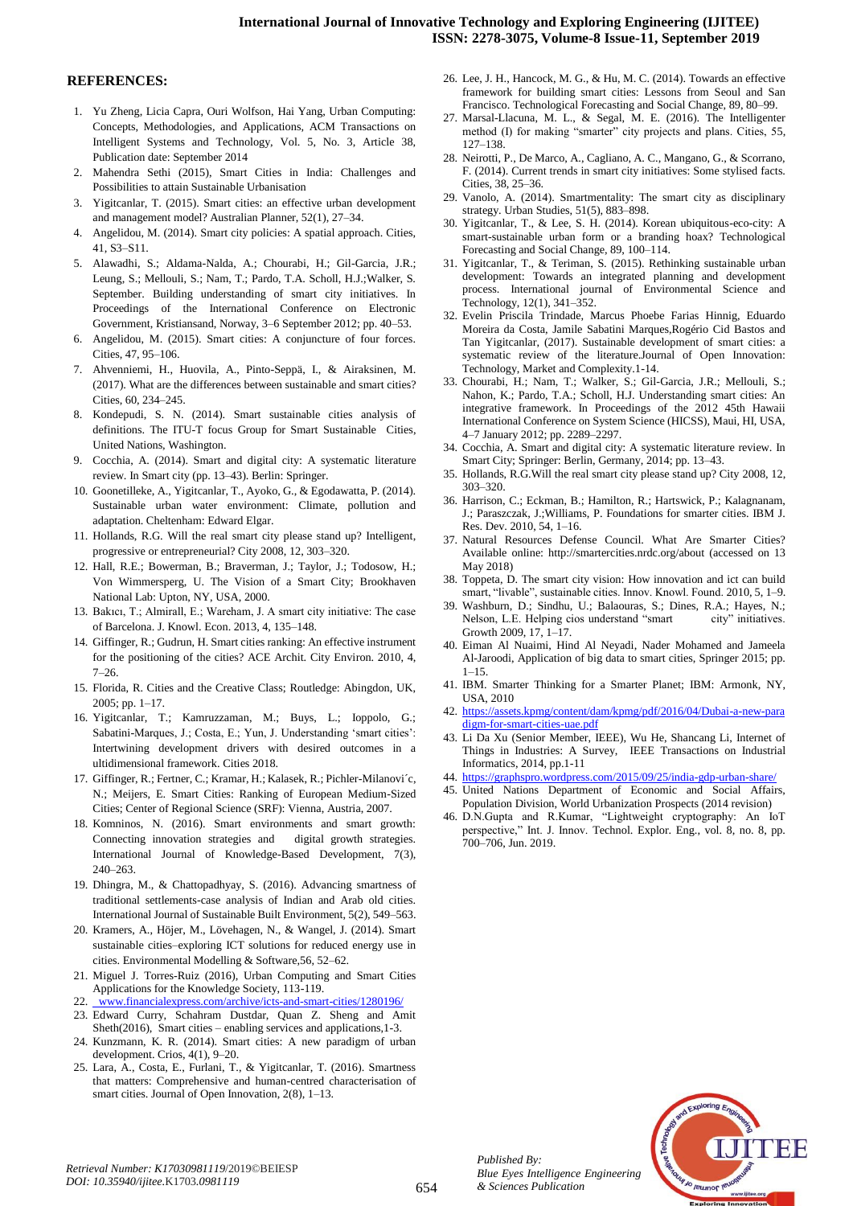## REFERENCES:

1. Yu Zheng, Licia Capra, Ouri Wolfson, Hai Yang, Urban Computing: Concepts, Methodologies, and Applications, ACM Transactions on Intelligent Systems and Technology, Vol. 5, No. 3, Article 38, Publication date: September 2014
2. Mahendra Sethi (2015), Smart Cities in India: Challenges and Possibilities to attain Sustainable Urbanisation
3. Yigitcanlar, T. (2015). Smart cities: an effective urban development and management model? Australian Planner, 52(1), 27–34.
4. Angelidou, M. (2014). Smart city policies: A spatial approach. Cities, 41, S3–S11.
5. Alawadhi, S.; Aldama-Nalda, A.; Chourabi, H.; Gil-Garcia, J.R.; Leung, S.; Mellouli, S.; Nam, T.; Pardo, T.A. Scholl, H.J.;Walker, S. September. Building understanding of smart city initiatives. In Proceedings of the International Conference on Electronic Government, Kristiansand, Norway, 3–6 September 2012; pp. 40–53.
6. Angelidou, M. (2015). Smart cities: A conjuncture of four forces. Cities, 47, 95–106.
7. Ahvenniemi, H., Huovila, A., Pinto-Seppä, I., & Airaksinen, M. (2017). What are the differences between sustainable and smart cities? Cities, 60, 234–245.
8. Kondepudi, S. N. (2014). Smart sustainable cities analysis of definitions. The ITU-T focus Group for Smart Sustainable Cities, United Nations, Washington.
9. Cocchia, A. (2014). Smart and digital city: A systematic literature review. In Smart city (pp. 13–43). Berlin: Springer.
10. Goonetilleke, A., Yigitcanlar, T., Ayoko, G., & Egodawatta, P. (2014). Sustainable urban water environment: Climate, pollution and adaptation. Cheltenham: Edward Elgar.
11. Hollands, R.G. Will the real smart city please stand up? Intelligent, progressive or entrepreneurial? City 2008, 12, 303–320.
12. Hall, R.E.; Bowerman, B.; Braverman, J.; Taylor, J.; Todosow, H.; Von Wimmersperg, U. The Vision of a Smart City; Brookhaven National Lab: Upton, NY, USA, 2000.
13. Bakıcı, T.; Almirall, E.; Wareham, J. A smart city initiative: The case of Barcelona. J. Knowl. Econ. 2013, 4, 135–148.
14. Giffinger, R.; Gudrun, H. Smart cities ranking: An effective instrument for the positioning of the cities? ACE Archit. City Environ. 2010, 4, 7–26.
15. Florida, R. Cities and the Creative Class; Routledge: Abingdon, UK, 2005; pp. 1–17.
16. Yigitcanlar, T.; Kamruzzaman, M.; Buys, L.; Ioppolo, G.; Sabatini-Marques, J.; Costa, E.; Yun, J. Understanding 'smart cities': Intertwining development drivers with desired outcomes in a ultidimensional framework. Cities 2018.
17. Giffinger, R.; Fertner, C.; Kramar, H.; Kalasek, R.; Pichler-Milanovi´c, N.; Meijers, E. Smart Cities: Ranking of European Medium-Sized Cities; Center of Regional Science (SRF): Vienna, Austria, 2007.
18. Komninos, N. (2016). Smart environments and smart growth: Connecting innovation strategies and digital growth strategies. International Journal of Knowledge-Based Development, 7(3), 240–263.
19. Dhingra, M., & Chattopadhyay, S. (2016). Advancing smartness of traditional settlements-case analysis of Indian and Arab old cities. International Journal of Sustainable Built Environment, 5(2), 549–563.
20. Kramers, A., Höjer, M., Lövehagen, N., & Wangel, J. (2014). Smart sustainable cities–exploring ICT solutions for reduced energy use in cities. Environmental Modelling & Software,56, 52–62.
21. Miguel J. Torres-Ruiz (2016), Urban Computing and Smart Cities Applications for the Knowledge Society, 113-119.
22. www.financialexpress.com/archive/icts-and-smart-cities/1280196/
23. Edward Curry, Schahram Dustdar, Quan Z. Sheng and Amit Sheth(2016), Smart cities – enabling services and applications,1-3.
24. Kunzmann, K. R. (2014). Smart cities: A new paradigm of urban development. Crios, 4(1), 9–20.
25. Lara, A., Costa, E., Furlani, T., & Yigitcanlar, T. (2016). Smartness that matters: Comprehensive and human-centred characterisation of smart cities. Journal of Open Innovation, 2(8), 1–13.
26. Lee, J. H., Hancock, M. G., & Hu, M. C. (2014). Towards an effective framework for building smart cities: Lessons from Seoul and San Francisco. Technological Forecasting and Social Change, 89, 80–99.
27. Marsal-Llacuna, M. L., & Segal, M. E. (2016). The Intelligenter method (I) for making "smarter" city projects and plans. Cities, 55, 127–138.
28. Neirotti, P., De Marco, A., Cagliano, A. C., Mangano, G., & Scorrano, F. (2014). Current trends in smart city initiatives: Some stylised facts. Cities, 38, 25–36.
29. Vanolo, A. (2014). Smartmentality: The smart city as disciplinary strategy. Urban Studies, 51(5), 883–898.
30. Yigitcanlar, T., & Lee, S. H. (2014). Korean ubiquitous-eco-city: A smart-sustainable urban form or a branding hoax? Technological Forecasting and Social Change, 89, 100–114.
31. Yigitcanlar, T., & Teriman, S. (2015). Rethinking sustainable urban development: Towards an integrated planning and development process. International journal of Environmental Science and Technology, 12(1), 341–352.
32. Evelin Priscila Trindade, Marcus Phoebe Farias Hinnig, Eduardo Moreira da Costa, Jamile Sabatini Marques,Rogério Cid Bastos and Tan Yigitcanlar, (2017). Sustainable development of smart cities: a systematic review of the literature.Journal of Open Innovation: Technology, Market and Complexity.1-14.
33. Chourabi, H.; Nam, T.; Walker, S.; Gil-Garcia, J.R.; Mellouli, S.; Nahon, K.; Pardo, T.A.; Scholl, H.J. Understanding smart cities: An integrative framework. In Proceedings of the 2012 45th Hawaii International Conference on System Science (HICSS), Maui, HI, USA, 4–7 January 2012; pp. 2289–2297.
34. Cocchia, A. Smart and digital city: A systematic literature review. In Smart City; Springer: Berlin, Germany, 2014; pp. 13–43.
35. Hollands, R.G.Will the real smart city please stand up? City 2008, 12, 303–320.
36. Harrison, C.; Eckman, B.; Hamilton, R.; Hartswick, P.; Kalagnanam, J.; Paraszczak, J.;Williams, P. Foundations for smarter cities. IBM J. Res. Dev. 2010, 54, 1–16.
37. Natural Resources Defense Council. What Are Smarter Cities? Available online: http://smartercities.nrdc.org/about (accessed on 13 May 2018)
38. Toppeta, D. The smart city vision: How innovation and ict can build smart, "livable", sustainable cities. Innov. Knowl. Found. 2010, 5, 1–9.
39. Washburn, D.; Sindhu, U.; Balaouras, S.; Dines, R.A.; Hayes, N.; Nelson, L.E. Helping cios understand "smart city" initiatives. Growth 2009, 17, 1–17.
40. Eiman Al Nuaimi, Hind Al Neyadi, Nader Mohamed and Jameela Al-Jaroodi, Application of big data to smart cities, Springer 2015; pp. 1–15.
41. IBM. Smarter Thinking for a Smarter Planet; IBM: Armonk, NY, USA, 2010
42. https://assets.kpmg/content/dam/kpmg/pdf/2016/04/Dubai-a-new-paradigm-for-smart-cities-uae.pdf
43. Li Da Xu (Senior Member, IEEE), Wu He, Shancang Li, Internet of Things in Industries: A Survey, IEEE Transactions on Industrial Informatics, 2014, pp.1-11
44. https://graphspro.wordpress.com/2015/09/25/india-gdp-urban-share/
45. United Nations Department of Economic and Social Affairs, Population Division, World Urbanization Prospects (2014 revision)
46. D.N.Gupta and R.Kumar, "Lightweight cryptography: An IoT perspective," Int. J. Innov. Technol. Explor. Eng., vol. 8, no. 8, pp. 700–706, Jun. 2019.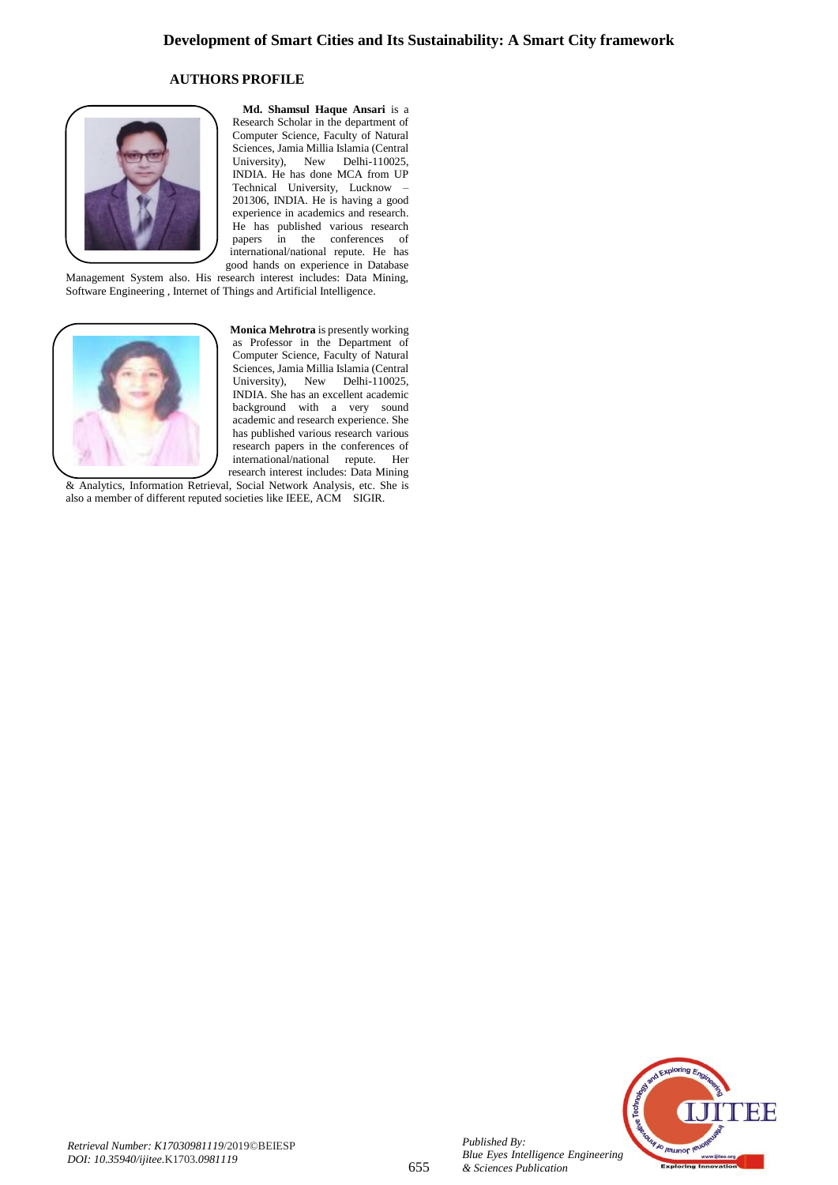## AUTHORS PROFILE

**Md. Shamsul Haque Ansari** is a Research Scholar in the department of Computer Science, Faculty of Natural Sciences, Jamia Millia Islamia (Central University), New Delhi-110025, INDIA. He has done MCA from UP Technical University, Lucknow – 201306, INDIA. He is having a good experience in academics and research. He has published various research papers in the conferences of international/national repute. He has good hands on experience in Database Management System also. His research interest includes: Data Mining, Software Engineering , Internet of Things and Artificial Intelligence.

**Monica Mehrotra** is presently working as Professor in the Department of Computer Science, Faculty of Natural Sciences, Jamia Millia Islamia (Central University), New Delhi-110025, INDIA. She has an excellent academic background with a very sound academic and research experience. She has published various research various research papers in the conferences of international/national repute. Her research interest includes: Data Mining & Analytics, Information Retrieval, Social Network Analysis, etc. She is also a member of different reputed societies like IEEE, ACM SIGIR.